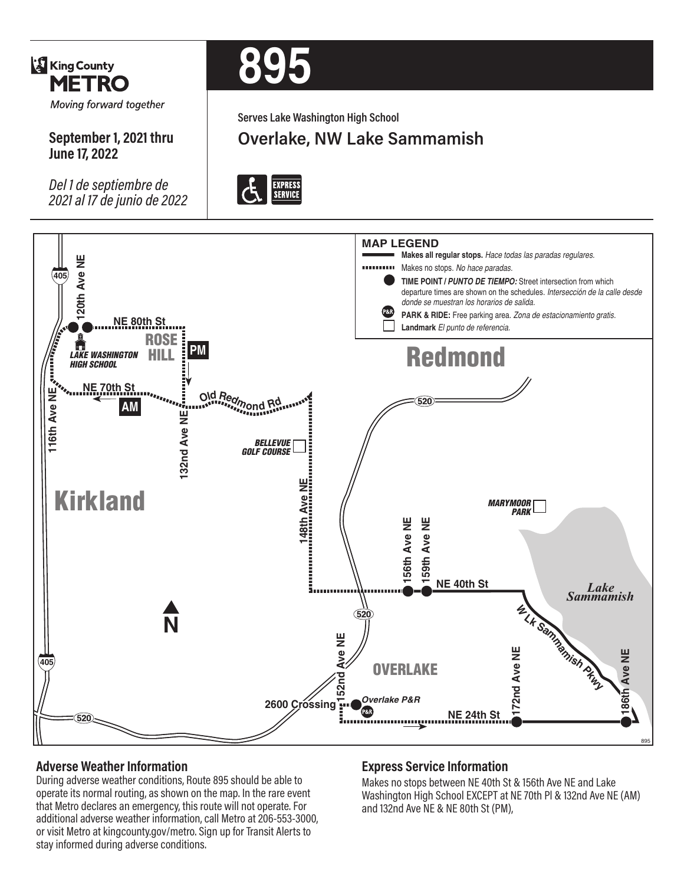King County METRO

*Moving forward together*

**September 1, 2021 thru June 17, 2022**

*Del 1 de septiembre de 2021 al 17 de junio de 2022*

# 895

**Serves Lake Washington High School**

## Overlake, NW Lake Sammamish

EXPRESS SERVICE

**MAP LEGEND**

- **Makes all regular stops.** *Hace todas las paradas regulares.*
- Makes no stops. *No hace paradas.*
- **TIME POINT /** ***PUNTO DE TIEMPO:*** Street intersection from which departure times are shown on the schedules. *Intersección de la calle desde donde se muestran los horarios de salida.*
- **PARK & RIDE:** Free parking area. *Zona de estacionamiento gratis.*
- **Landmark** *El punto de referencia.*

### Adverse Weather Information

During adverse weather conditions, Route 895 should be able to operate its normal routing, as shown on the map. In the rare event that Metro declares an emergency, this route will not operate. For additional adverse weather information, call Metro at 206-553-3000, or visit Metro at kingcounty.gov/metro. Sign up for Transit Alerts to stay informed during adverse conditions.

### Express Service Information

Makes no stops between NE 40th St & 156th Ave NE and Lake Washington High School EXCEPT at NE 70th Pl & 132nd Ave NE (AM) and 132nd Ave NE & NE 80th St (PM),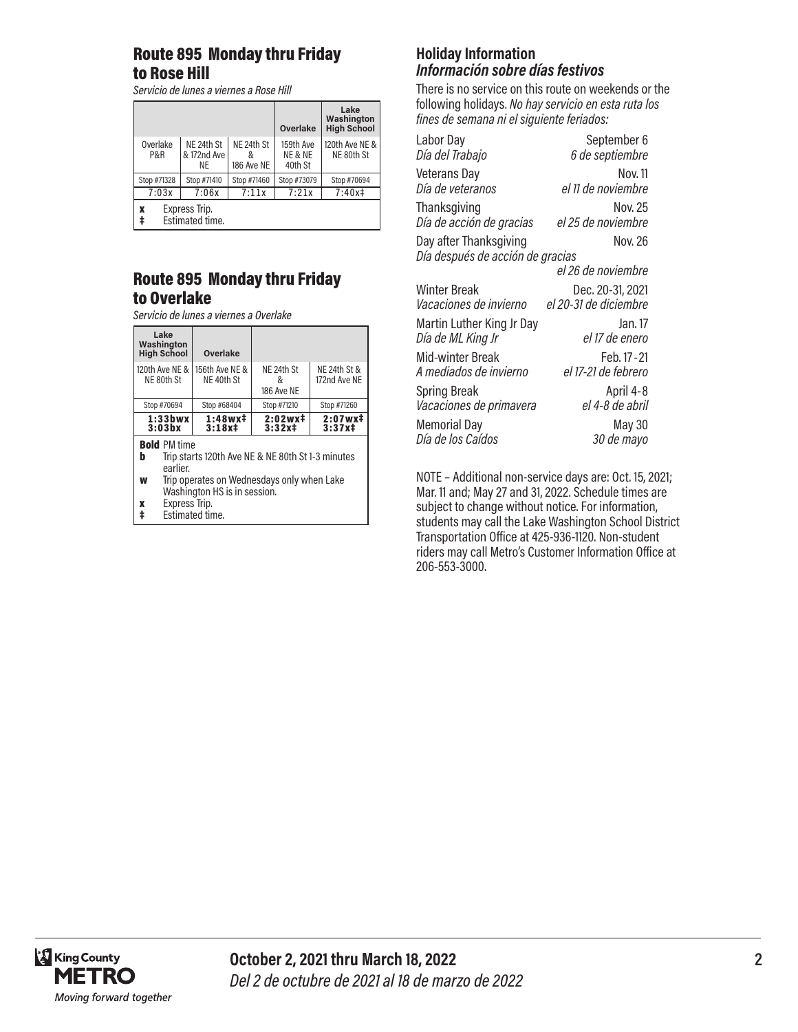## Route 895 Monday thru Friday to Rose Hill

*Servicio de lunes a viernes a Rose Hill*

| | | | Overlake | Lake Washington High School |
|---|---|---|---|---|
| Overlake P&R | NE 24th St & 172nd Ave NE | NE 24th St & 186 Ave NE | 159th Ave NE & NE 40th St | 120th Ave NE & NE 80th St |
| Stop #71328 | Stop #71410 | Stop #71460 | Stop #73079 | Stop #70694 |
| 7:03x | 7:06x | 7:11x | 7:21x | 7:40x‡ |

**x** Express Trip.
**‡** Estimated time.

## Route 895 Monday thru Friday to Overlake

*Servicio de lunes a viernes a Overlake*

| Lake Washington High School | Overlake | | |
|---|---|---|---|
| 120th Ave NE & NE 80th St | 156th Ave NE & NE 40th St | NE 24th St & 186 Ave NE | NE 24th St & 172nd Ave NE |
| Stop #70694 | Stop #68404 | Stop #71210 | Stop #71260 |
| **1:33bwx** | **1:48wx‡** | **2:02wx‡** | **2:07wx‡** |
| **3:03bx** | **3:18x‡** | **3:32x‡** | **3:37x‡** |

**Bold** PM time
**b** Trip starts 120th Ave NE & NE 80th St 1-3 minutes earlier.
**w** Trip operates on Wednesdays only when Lake Washington HS is in session.
**x** Express Trip.
**‡** Estimated time.

### Holiday Information
### *Información sobre días festivos*

There is no service on this route on weekends or the following holidays. *No hay servicio en esta ruta los fines de semana ni el siguiente feriados:*

| | |
|---|---|
| Labor Day *Día del Trabajo* | September 6 *6 de septiembre* |
| Veterans Day *Día de veteranos* | Nov. 11 *el 11 de noviembre* |
| Thanksgiving *Día de acción de gracias* | Nov. 25 *el 25 de noviembre* |
| Day after Thanksgiving *Día después de acción de gracias* | Nov. 26 *el 26 de noviembre* |
| Winter Break *Vacaciones de invierno* | Dec. 20-31, 2021 *el 20-31 de diciembre* |
| Martin Luther King Jr Day *Día de ML King Jr* | Jan. 17 *el 17 de enero* |
| Mid-winter Break *A mediados de invierno* | Feb. 17-21 *el 17-21 de febrero* |
| Spring Break *Vacaciones de primavera* | April 4-8 *el 4-8 de abril* |
| Memorial Day *Día de los Caídos* | May 30 *30 de mayo* |

NOTE – Additional non-service days are: Oct. 15, 2021; Mar. 11 and; May 27 and 31, 2022. Schedule times are subject to change without notice. For information, students may call the Lake Washington School District Transportation Office at 425-936-1120. Non-student riders may call Metro's Customer Information Office at 206-553-3000.